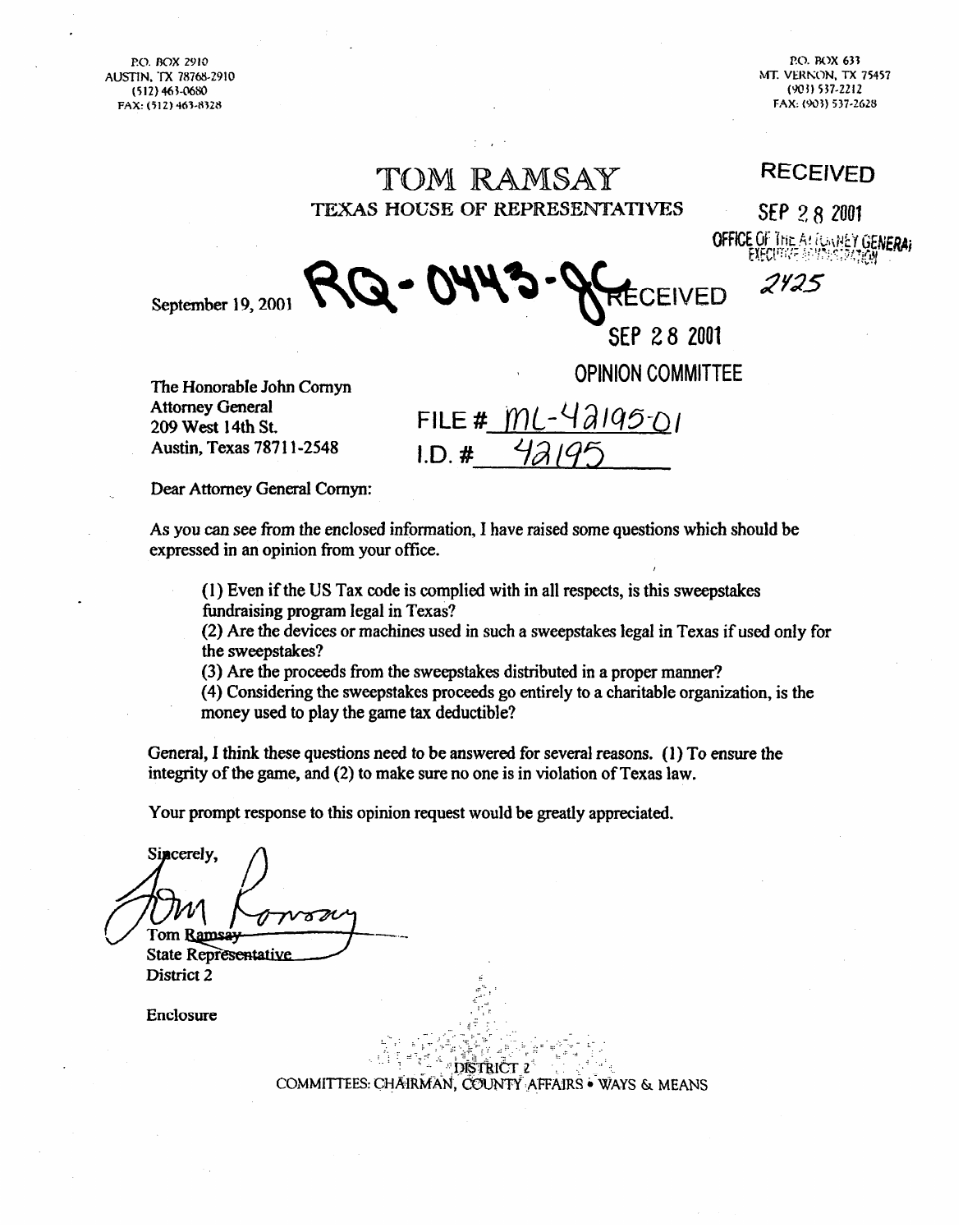P.O. BOX 2910
AUSTIN, TX 78768-2910
(512) 463-0680
FAX: (512) 463-8328

P.O. BOX 633
MT. VERNON, TX 75457
(903) 537-2212
FAX: (903) 537-2628

# TOM RAMSAY

## TEXAS HOUSE OF REPRESENTATIVES

RECEIVED
SEP 28 2001
OFFICE OF THE ATTORNEY GENERAL
EXECUTIVE ADMINISTRATION
2425

September 19, 2001

RQ-0443-JC

RECEIVED
SEP 28 2001
OPINION COMMITTEE

FILE # ML-42195-01
I.D. # 42195

The Honorable John Cornyn
Attorney General
209 West 14th St.
Austin, Texas 78711-2548

Dear Attorney General Cornyn:

As you can see from the enclosed information, I have raised some questions which should be expressed in an opinion from your office.

> (1) Even if the US Tax code is complied with in all respects, is this sweepstakes fundraising program legal in Texas?
> (2) Are the devices or machines used in such a sweepstakes legal in Texas if used only for the sweepstakes?
> (3) Are the proceeds from the sweepstakes distributed in a proper manner?
> (4) Considering the sweepstakes proceeds go entirely to a charitable organization, is the money used to play the game tax deductible?

General, I think these questions need to be answered for several reasons. (1) To ensure the integrity of the game, and (2) to make sure no one is in violation of Texas law.

Your prompt response to this opinion request would be greatly appreciated.

Sincerely,

Tom Ramsay
State Representative
District 2

Enclosure

DISTRICT 2
COMMITTEES: CHAIRMAN, COUNTY AFFAIRS • WAYS & MEANS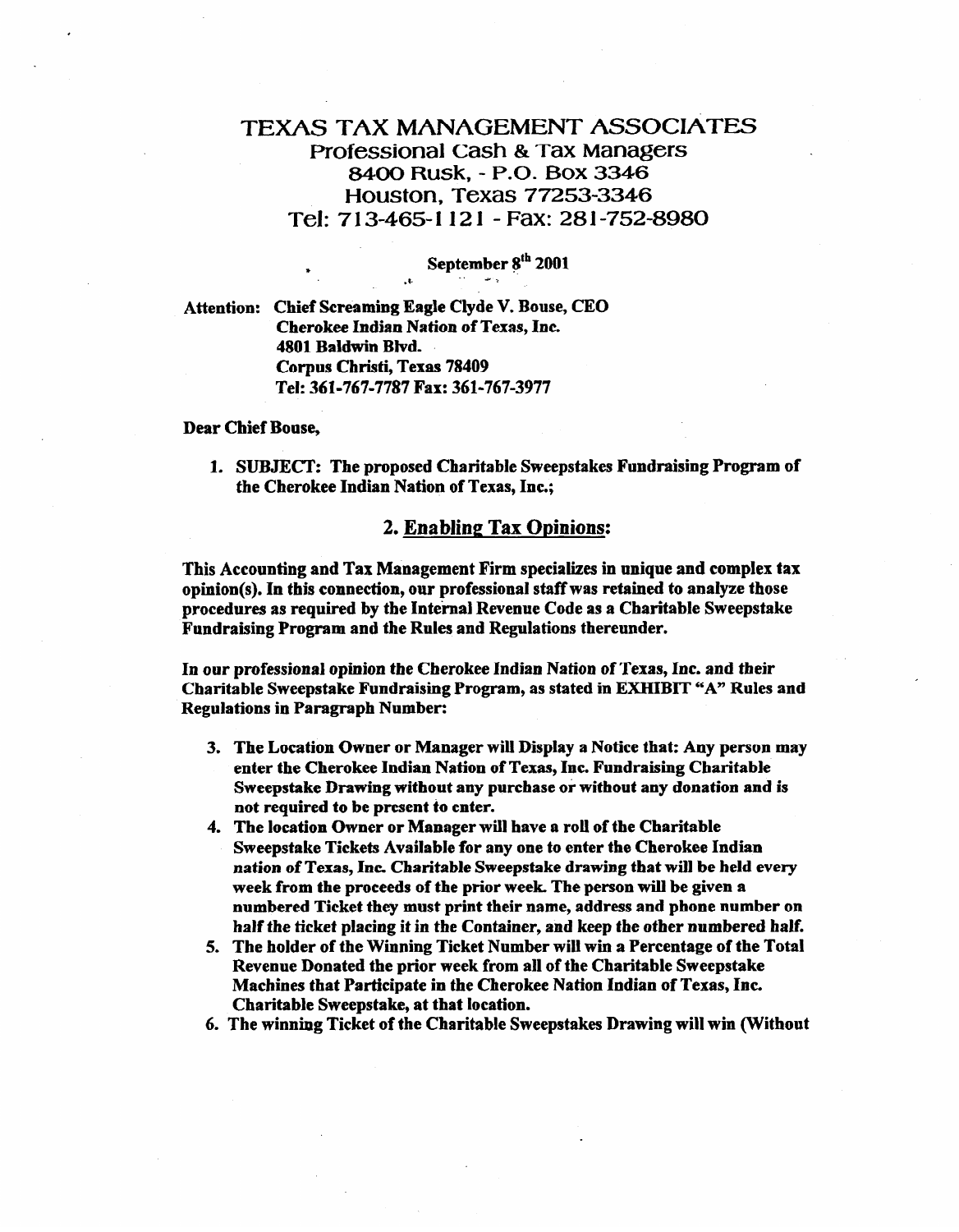# TEXAS TAX MANAGEMENT ASSOCIATES

Professional Cash & Tax Managers
8400 Rusk, - P.O. Box 3346
Houston, Texas 77253-3346
Tel: 713-465-1121 - Fax: 281-752-8980

**September 8th 2001**

**Attention: Chief Screaming Eagle Clyde V. Bouse, CEO**
**Cherokee Indian Nation of Texas, Inc.**
**4801 Baldwin Blvd.**
**Corpus Christi, Texas 78409**
**Tel: 361-767-7787 Fax: 361-767-3977**

**Dear Chief Bouse,**

1. **SUBJECT: The proposed Charitable Sweepstakes Fundraising Program of the Cherokee Indian Nation of Texas, Inc.;**

## 2. Enabling Tax Opinions:

**This Accounting and Tax Management Firm specializes in unique and complex tax opinion(s). In this connection, our professional staff was retained to analyze those procedures as required by the Internal Revenue Code as a Charitable Sweepstake Fundraising Program and the Rules and Regulations thereunder.**

**In our professional opinion the Cherokee Indian Nation of Texas, Inc. and their Charitable Sweepstake Fundraising Program, as stated in EXHIBIT "A" Rules and Regulations in Paragraph Number:**

3. **The Location Owner or Manager will Display a Notice that: Any person may enter the Cherokee Indian Nation of Texas, Inc. Fundraising Charitable Sweepstake Drawing without any purchase or without any donation and is not required to be present to enter.**
4. **The location Owner or Manager will have a roll of the Charitable Sweepstake Tickets Available for any one to enter the Cherokee Indian nation of Texas, Inc. Charitable Sweepstake drawing that will be held every week from the proceeds of the prior week. The person will be given a numbered Ticket they must print their name, address and phone number on half the ticket placing it in the Container, and keep the other numbered half.**
5. **The holder of the Winning Ticket Number will win a Percentage of the Total Revenue Donated the prior week from all of the Charitable Sweepstake Machines that Participate in the Cherokee Nation Indian of Texas, Inc. Charitable Sweepstake, at that location.**
6. **The winning Ticket of the Charitable Sweepstakes Drawing will win (Without**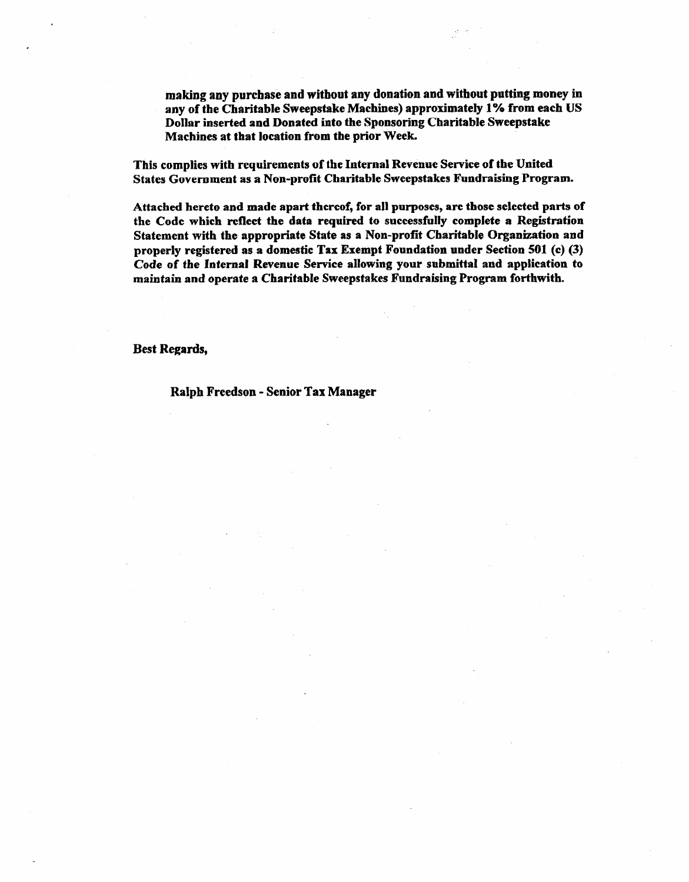**making any purchase and without any donation and without putting money in any of the Charitable Sweepstake Machines) approximately 1% from each US Dollar inserted and Donated into the Sponsoring Charitable Sweepstake Machines at that location from the prior Week.**

**This complies with requirements of the Internal Revenue Service of the United States Government as a Non-profit Charitable Sweepstakes Fundraising Program.**

**Attached hereto and made apart thereof, for all purposes, are those selected parts of the Code which reflect the data required to successfully complete a Registration Statement with the appropriate State as a Non-profit Charitable Organization and properly registered as a domestic Tax Exempt Foundation under Section 501 (c) (3) Code of the Internal Revenue Service allowing your submittal and application to maintain and operate a Charitable Sweepstakes Fundraising Program forthwith.**

**Best Regards,**

**Ralph Freedson - Senior Tax Manager**